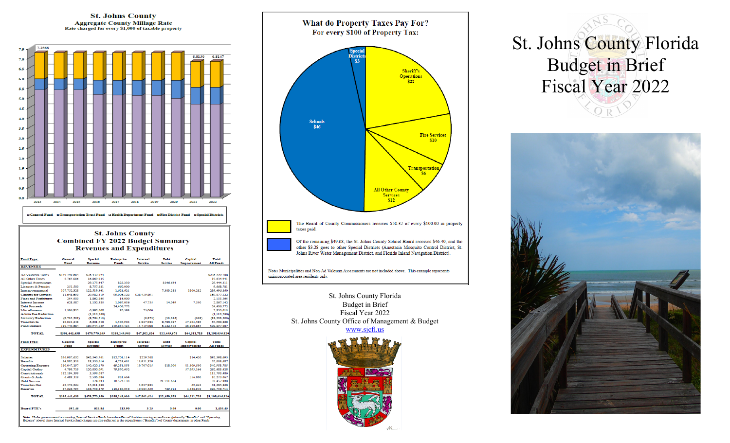# St. Johns County Florida Budget in Brief Fiscal Year 2022

## St. Johns County
### Aggregate County Millage Rate
Rate charged for every $1,000 of taxable property

| Year | Total Millage |
|---|---|
| 2013 | 7.2566 |
| 2021 | 6.8130 |
| 2022 | 6.8147 |

General Fund, Transportation Trust Fund, Health Department Fund, Fire District Fund, Special Districts

## What do Property Taxes Pay For?
For every $100 of Property Tax:

- Special Districts $3
- Sheriff's Operations $22
- Fire Services $10
- Transportation $6
- All Other County Services $12
- Schools $46

The Board of County Commissioners receives $50.32 of every $100.00 in property taxes paid.

Of the remaining $49.68, the St. Johns County School Board receives $46.40, and the other $3.28 goes to other Special Districts (Anastasia Mosquito Control District, St. Johns River Water Management District, and Florida Inland Navigation District).

Note: Municipalities and Non-Ad Valorem Assessments are not included above. This example represents unincorporated area residents only.

## St. Johns County
## Combined FY 2022 Budget Summary
## Revenues and Expenditures

| Fund Type: | General Fund | Special Revenue | Enterprise Funds | Internal Service | Debt Service | Capital Improvement | Total All Funds |
|---|---|---|---|---|---|---|---|
| **REVENUES** | | | | | | | |
| Ad Valorem Taxes | $159,790,684 | $76,439,024 | | | | | $236,229,708 |
| All Other Taxes | 1,765,006 | 16,869,935 | | | | | 18,634,941 |
| Special Assessments | | 29,175,447 | $22,230 | | $246,634 | | 29,444,311 |
| Licenses & Permits | 251,500 | 8,757,281 | 660,000 | | | | 9,668,781 |
| Intergovernmental | 107,752,328 | 122,519,341 | 1,621,621 | | 7,303,288 | $300,282 | 239,496,860 |
| Charges for Services | 11,648,600 | 29,983,419 | 88,008,122 | $28,439,891 | | | 158,077,122 |
| Fines and Forfeitures | 254,500 | 1,862,685 | 16,000 | | | | 2,133,185 |
| Interest Income | 628,587 | 1,102,185 | 1,067,036 | 47,725 | 14,049 | 7,250 | 2,867,142 |
| Debt Proceeds | | | 24,406,772 | | | | 24,406,772 |
| Miscellaneous | 1,306,832 | 6,393,808 | 80,593 | 75,000 | | | 7,855,013 |
| Admin Fee Reduction | | (1,112,780) | | | | | (1,112,780) |
| Statutory Reduction | (9,735,501) | (6,764,713) | | (8,673) | (13,036) | (368) | (16,522,590) |
| Transfers In | 16,633,348 | 6,601,958 | 1,508,904 | 3,827,982 | 8,786,087 | 37,263,580 | 67,960,858 |
| Fund Balance | 110,746,684 | 186,944,569 | 158,159,425 | 15,419,688 | 6,132,556 | 26,800,865 | 500,897,087 |
| **TOTAL** | **$396,443,638** | **$479,770,359** | **$288,249,903** | **$47,801,624** | **$22,469,578** | **$64,311,738** | **$1,298,036,820** |
| **Fund Type:** | **General Fund** | **Special Revenue** | **Enterprise Funds** | **Internal Service** | **Debt Service** | **Capital Improvement** | **Total All Funds** |
| **EXPENDITURES** | | | | | | | |
| Salaries | $36,907,652 | $42,545,781 | $12,701,114 | $229,768 | | $14,420 | $92,398,695 |
| Benefits | 14,802,213 | 18,556,614 | 4,723,431 | 13,951,329 | | | 52,033,887 |
| Operating Expense | 116,047,107 | 140,420,170 | 60,251,853 | 19,767,615 | $18,000 | $1,509,550 | 340,953,785 |
| Capital Outlay | 4,709,739 | 120,000,091 | 79,890,652 | | | 57,983,166 | 262,683,628 |
| Constitutionals | 112,164,300 | 3,590,087 | | | | | 115,793,486 |
| Grants & Aids | 6,489,319 | 2,506,084 | 921,664 | | | 356,000 | 10,273,067 |
| Debt Service | | 174,093 | 10,572,133 | | 21,711,664 | | 32,457,890 |
| Transfer Out | 37,676,204 | 15,211,980 | | 3,827,982 | | 69,642 | 61,885,808 |
| Reserves | 67,626,795 | 136,756,479 | 110,189,056 | 10,083,520 | 729,914 | 4,368,940 | 329,756,714 |
| **TOTAL** | **$396,443,638** | **$479,770,359** | **$288,249,903** | **$47,861,624** | **$22,459,578** | **$64,311,738** | **$1,298,036,820** |
| Board FTE's | 592.46 | 625.84 | 213.90 | 3.25 | 0.00 | 0.00 | 1,435.45 |

Note: Under governmental accounting, Internal Service Funds have the effect of double-counting expenditures (primarily "Benefits" and "Operating Expense" shown) since Internal Service Fund charges are also reflected in the expenditures ("Benefits") of County departments in other Funds.

St. Johns County Florida
Budget in Brief
Fiscal Year 2022
St. Johns County Office of Management & Budget
www.sjcfl.us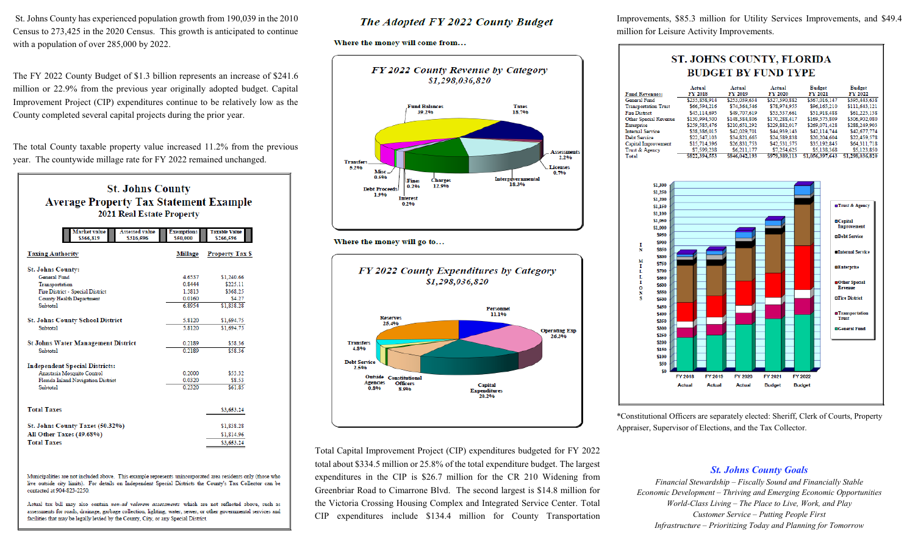St. Johns County has experienced population growth from 190,039 in the 2010 Census to 273,425 in the 2020 Census. This growth is anticipated to continue with a population of over 285,000 by 2022.

The FY 2022 County Budget of $1.3 billion represents an increase of $241.6 million or 22.9% from the previous year originally adopted budget. Capital Improvement Project (CIP) expenditures continue to be relatively low as the County completed several capital projects during the prior year.

The total County taxable property value increased 11.2% from the previous year. The countywide millage rate for FY 2022 remained unchanged.

## St. Johns County
## Average Property Tax Statement Example
### 2021 Real Estate Property

| Market value | Assessed value | Exemptions | Taxable Value |
|---|---|---|---|
| $366,819 | $316,596 | $50,000 | $266,596 |

| Taxing Authority | Millage | Property Tax $ |
|---|---|---|
| **St. Johns County:** | | |
| General Fund | 4.6537 | $1,240.66 |
| Transportation | 0.8444 | $225.11 |
| Fire District - Special District | 1.3813 | $368.25 |
| County Health Department | 0.0160 | $4.27 |
| Subtotal | 6.8954 | $1,838.28 |
| **St. Johns County School District** | 5.8120 | $1,694.75 |
| Subtotal | 5.8120 | $1,694.75 |
| **St Johns Water Management District** | 0.2189 | $58.36 |
| Subtotal | 0.2189 | $58.36 |
| **Independent Special Districts:** | | |
| Anastasia Mosquito Control | 0.2000 | $53.32 |
| Florida Inland Navigation District | 0.0320 | $8.53 |
| Subtotal | 0.2320 | $61.85 |
| **Total Taxes** | | $3,653.24 |
| **St. Johns County Taxes (50.32%)** | | $1,838.28 |
| **All Other Taxes (49.68%)** | | $1,814.96 |
| **Total Taxes** | | $3,653.24 |

Municipalities are not included above. This example represents unincorporated area residents only (those who live outside city limits). For details on Independent Special Districts the County's Tax Collector can be contacted at 904-823-2250.

Actual tax bill may also contain *non-ad valorem assessments* which are not reflected above, such as assessments for roads, drainage, garbage collection, lighting, water, sewer, or other governmental services and facilities that may be legally levied by the County, City, or any Special District.

## *The Adopted FY 2022 County Budget*

**Where the money will come from…**

*FY 2022 County Revenue by Category*
*$1,298,036,820*

Fund Balances 39.2%
Taxes 18.7%
Assessments 2.2%
Licenses 0.7%
Intergovernmental 18.3%
Charges 12.9%
Fines 0.2%
Interest 0.2%
Debt Proceeds 1.9%
Misc. 0.5%
Transfers 5.2%

**Where the money will go to…**

*FY 2022 County Expenditures by Category*
*$1,298,036,820*

Personnel 11.1%
Operating Exp 26.3%
Capital Expenditures 20.2%
Constitutional Officers 8.0%
Outside Agencies 0.8%
Debt Service 2.8%
Transfers 4.8%
Reserves 25.4%

Total Capital Improvement Project (CIP) expenditures budgeted for FY 2022 total about $334.5 million or 25.8% of the total expenditure budget. The largest expenditures in the CIP is $26.7 million for the CR 210 Widening from Greenbriar Road to Cimarrone Blvd. The second largest is $14.8 million for the Victoria Crossing Housing Complex and Integrated Service Center. Total CIP expenditures include $134.4 million for County Transportation Improvements, $85.3 million for Utility Services Improvements, and $49.4 million for Leisure Activity Improvements.

## ST. JOHNS COUNTY, FLORIDA
## BUDGET BY FUND TYPE

| Fund Revenues: | Actual FY 2018 | Actual FY 2019 | Actual FY 2020 | Budget FY 2021 | Budget FY 2022 |
|---|---|---|---|---|---|
| General Fund | $235,858,914 | $253,039,634 | $327,390,882 | $367,016,147 | $395,443,638 |
| Transportation Trust | $66,594,216 | $74,364,546 | $78,974,955 | $96,165,210 | $111,643,121 |
| Fire District | $45,114,695 | $49,707,619 | $53,537,661 | $51,918,488 | $61,225,158 |
| Other Special Revenue | $130,994,500 | $148,384,806 | $170,288,417 | $169,575,809 | $306,902,080 |
| Enterprise | $259,585,476 | $210,651,292 | $229,882,017 | $269,071,428 | $288,249,903 |
| Internal Service | $38,386,015 | $42,029,701 | $44,959,143 | $42,114,744 | $42,677,774 |
| Debt Service | $22,547,103 | $34,821,665 | $24,589,838 | $20,204,604 | $22,459,578 |
| Capital Improvement | $15,714,396 | $26,831,753 | $42,531,575 | $35,192,845 | $64,311,718 |
| Trust & Agency | $7,599,238 | $6,211,177 | $7,254,625 | $5,138,368 | $5,123,850 |
| Total | $822,394,553 | $846,042,193 | $979,389,113 | $1,056,397,643 | $1,298,036,820 |

$1,300
$1,250
$1,200
$1,150
$1,100
$1,050
$1,000
$950
$900
$850
$800
$750
$700
$650
$600
$550
$500
$450
$400
$350
$300
$250
$200
$150
$100
$50
$0

IN MILLIONS

FY 2018 Actual
FY 2019 Actual
FY 2020 Actual
FY 2021 Budget
FY 2022 Budget

Trust & Agency
Capital Improvement
Debt Service
Internal Service
Enterprise
Other Special Revenue
Fire District
Transportation Trust
General Fund

*Constitutional Officers are separately elected: Sheriff, Clerk of Courts, Property Appraiser, Supervisor of Elections, and the Tax Collector.

### *St. Johns County Goals*

*Financial Stewardship – Fiscally Sound and Financially Stable*
*Economic Development – Thriving and Emerging Economic Opportunities*
*World-Class Living – The Place to Live, Work, and Play*
*Customer Service – Putting People First*
*Infrastructure – Prioritizing Today and Planning for Tomorrow*